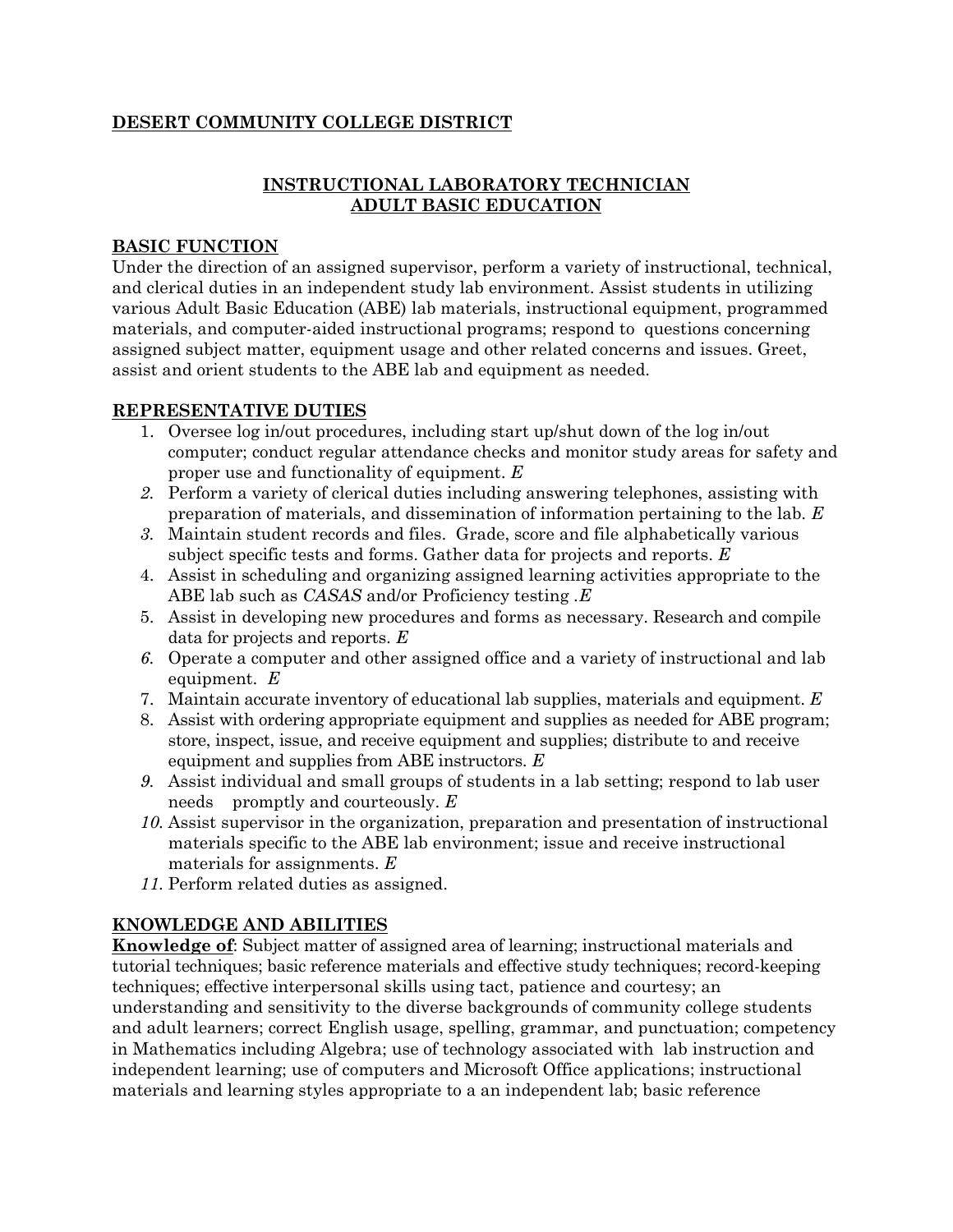**DESERT COMMUNITY COLLEGE DISTRICT**

## INSTRUCTIONAL LABORATORY TECHNICIAN
## ADULT BASIC EDUCATION

### BASIC FUNCTION

Under the direction of an assigned supervisor, perform a variety of instructional, technical, and clerical duties in an independent study lab environment. Assist students in utilizing various Adult Basic Education (ABE) lab materials, instructional equipment, programmed materials, and computer-aided instructional programs; respond to questions concerning assigned subject matter, equipment usage and other related concerns and issues. Greet, assist and orient students to the ABE lab and equipment as needed.

### REPRESENTATIVE DUTIES

1. Oversee log in/out procedures, including start up/shut down of the log in/out computer; conduct regular attendance checks and monitor study areas for safety and proper use and functionality of equipment. *E*
2. Perform a variety of clerical duties including answering telephones, assisting with preparation of materials, and dissemination of information pertaining to the lab. *E*
3. Maintain student records and files. Grade, score and file alphabetically various subject specific tests and forms. Gather data for projects and reports. *E*
4. Assist in scheduling and organizing assigned learning activities appropriate to the ABE lab such as *CASAS* and/or Proficiency testing .*E*
5. Assist in developing new procedures and forms as necessary. Research and compile data for projects and reports. *E*
6. Operate a computer and other assigned office and a variety of instructional and lab equipment. *E*
7. Maintain accurate inventory of educational lab supplies, materials and equipment. *E*
8. Assist with ordering appropriate equipment and supplies as needed for ABE program; store, inspect, issue, and receive equipment and supplies; distribute to and receive equipment and supplies from ABE instructors. *E*
9. Assist individual and small groups of students in a lab setting; respond to lab user needs promptly and courteously. *E*
10. Assist supervisor in the organization, preparation and presentation of instructional materials specific to the ABE lab environment; issue and receive instructional materials for assignments. *E*
11. Perform related duties as assigned.

### KNOWLEDGE AND ABILITIES

**Knowledge of**: Subject matter of assigned area of learning; instructional materials and tutorial techniques; basic reference materials and effective study techniques; record-keeping techniques; effective interpersonal skills using tact, patience and courtesy; an understanding and sensitivity to the diverse backgrounds of community college students and adult learners; correct English usage, spelling, grammar, and punctuation; competency in Mathematics including Algebra; use of technology associated with lab instruction and independent learning; use of computers and Microsoft Office applications; instructional materials and learning styles appropriate to a an independent lab; basic reference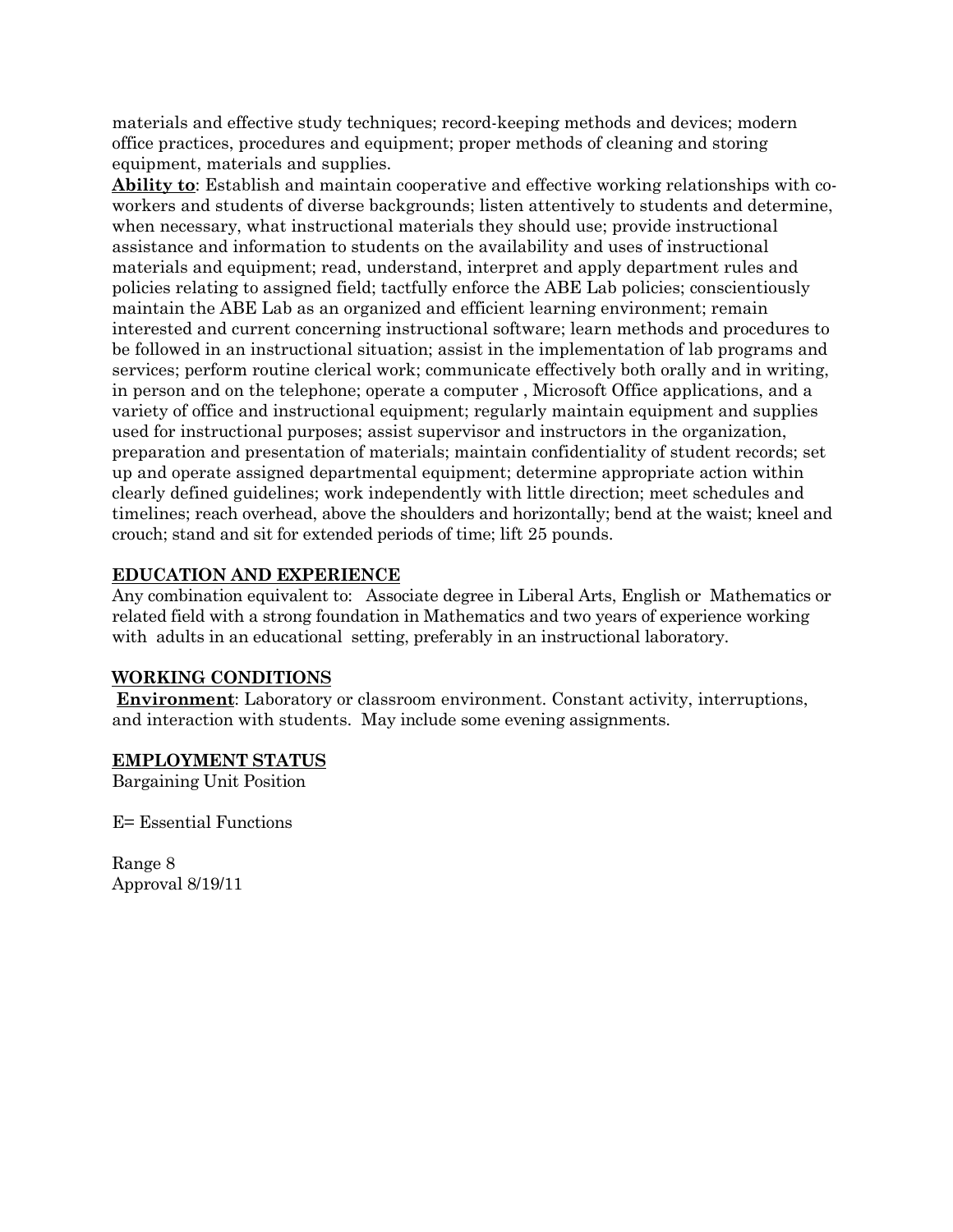materials and effective study techniques; record-keeping methods and devices; modern office practices, procedures and equipment; proper methods of cleaning and storing equipment, materials and supplies.

**Ability to**: Establish and maintain cooperative and effective working relationships with co-workers and students of diverse backgrounds; listen attentively to students and determine, when necessary, what instructional materials they should use; provide instructional assistance and information to students on the availability and uses of instructional materials and equipment; read, understand, interpret and apply department rules and policies relating to assigned field; tactfully enforce the ABE Lab policies; conscientiously maintain the ABE Lab as an organized and efficient learning environment; remain interested and current concerning instructional software; learn methods and procedures to be followed in an instructional situation; assist in the implementation of lab programs and services; perform routine clerical work; communicate effectively both orally and in writing, in person and on the telephone; operate a computer , Microsoft Office applications, and a variety of office and instructional equipment; regularly maintain equipment and supplies used for instructional purposes; assist supervisor and instructors in the organization, preparation and presentation of materials; maintain confidentiality of student records; set up and operate assigned departmental equipment; determine appropriate action within clearly defined guidelines; work independently with little direction; meet schedules and timelines; reach overhead, above the shoulders and horizontally; bend at the waist; kneel and crouch; stand and sit for extended periods of time; lift 25 pounds.

## EDUCATION AND EXPERIENCE

Any combination equivalent to: Associate degree in Liberal Arts, English or Mathematics or related field with a strong foundation in Mathematics and two years of experience working with adults in an educational setting, preferably in an instructional laboratory.

## WORKING CONDITIONS

**Environment**: Laboratory or classroom environment. Constant activity, interruptions, and interaction with students. May include some evening assignments.

## EMPLOYMENT STATUS

Bargaining Unit Position

E= Essential Functions

Range 8
Approval 8/19/11